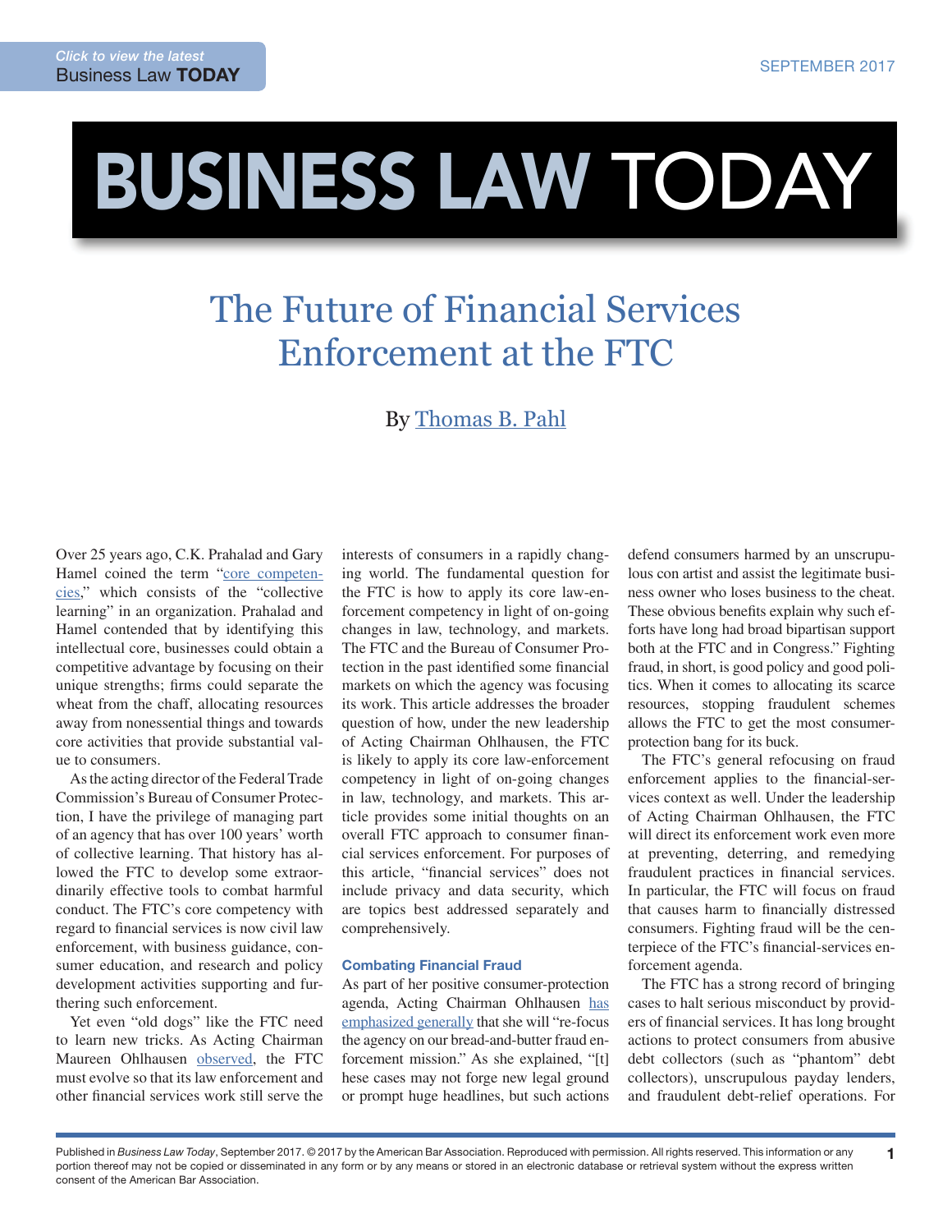# The Future of Financial Services Enforcement at the FTC

By Thomas B. Pahl

Over 25 years ago, C.K. Prahalad and Gary Hamel coined the term "core competencies," which consists of the "collective learning" in an organization. Prahalad and Hamel contended that by identifying this intellectual core, businesses could obtain a competitive advantage by focusing on their unique strengths; firms could separate the wheat from the chaff, allocating resources away from nonessential things and towards core activities that provide substantial value to consumers.

As the acting director of the Federal Trade Commission's Bureau of Consumer Protection, I have the privilege of managing part of an agency that has over 100 years' worth of collective learning. That history has allowed the FTC to develop some extraordinarily effective tools to combat harmful conduct. The FTC's core competency with regard to financial services is now civil law enforcement, with business guidance, consumer education, and research and policy development activities supporting and furthering such enforcement.

Yet even "old dogs" like the FTC need to learn new tricks. As Acting Chairman Maureen Ohlhausen observed, the FTC must evolve so that its law enforcement and other financial services work still serve the interests of consumers in a rapidly changing world. The fundamental question for the FTC is how to apply its core law-enforcement competency in light of on-going changes in law, technology, and markets. The FTC and the Bureau of Consumer Protection in the past identified some financial markets on which the agency was focusing its work. This article addresses the broader question of how, under the new leadership of Acting Chairman Ohlhausen, the FTC is likely to apply its core law-enforcement competency in light of on-going changes in law, technology, and markets. This article provides some initial thoughts on an overall FTC approach to consumer financial services enforcement. For purposes of this article, "financial services" does not include privacy and data security, which are topics best addressed separately and comprehensively.

### Combating Financial Fraud

As part of her positive consumer-protection agenda, Acting Chairman Ohlhausen has emphasized generally that she will "re-focus the agency on our bread-and-butter fraud enforcement mission." As she explained, "[t]hese cases may not forge new legal ground or prompt huge headlines, but such actions defend consumers harmed by an unscrupulous con artist and assist the legitimate business owner who loses business to the cheat. These obvious benefits explain why such efforts have long had broad bipartisan support both at the FTC and in Congress." Fighting fraud, in short, is good policy and good politics. When it comes to allocating its scarce resources, stopping fraudulent schemes allows the FTC to get the most consumer-protection bang for its buck.

The FTC's general refocusing on fraud enforcement applies to the financial-services context as well. Under the leadership of Acting Chairman Ohlhausen, the FTC will direct its enforcement work even more at preventing, deterring, and remedying fraudulent practices in financial services. In particular, the FTC will focus on fraud that causes harm to financially distressed consumers. Fighting fraud will be the centerpiece of the FTC's financial-services enforcement agenda.

The FTC has a strong record of bringing cases to halt serious misconduct by providers of financial services. It has long brought actions to protect consumers from abusive debt collectors (such as "phantom" debt collectors), unscrupulous payday lenders, and fraudulent debt-relief operations. For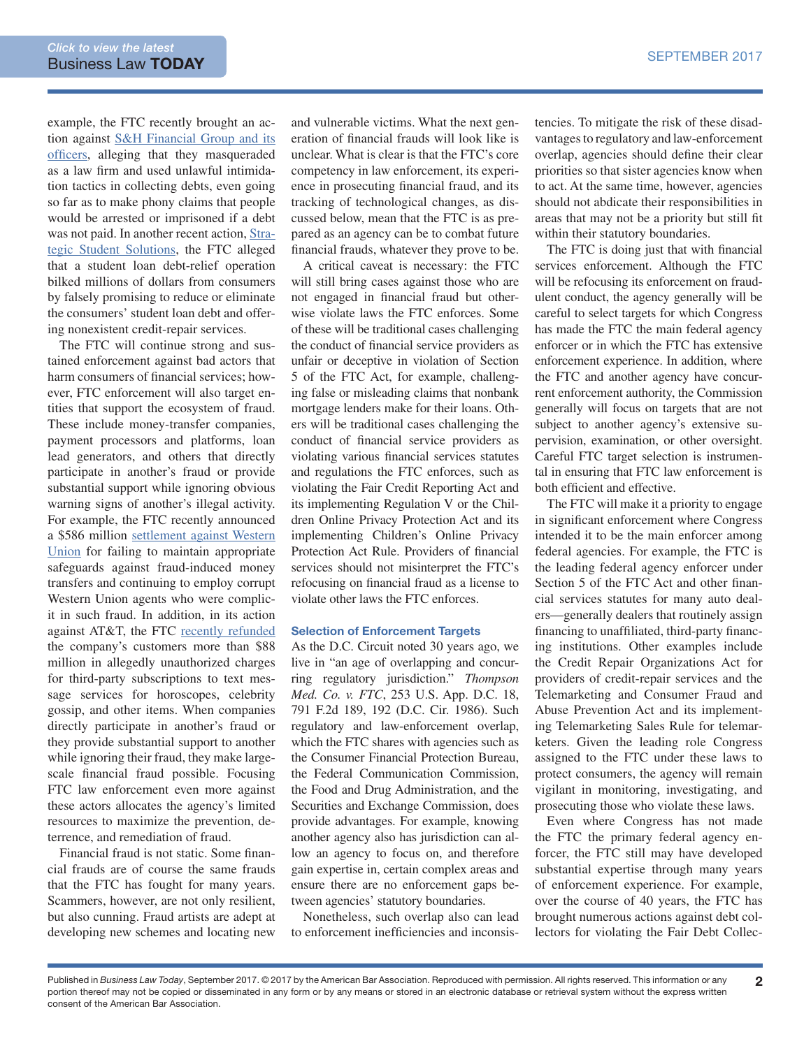example, the FTC recently brought an action against S&H Financial Group and its officers, alleging that they masqueraded as a law firm and used unlawful intimidation tactics in collecting debts, even going so far as to make phony claims that people would be arrested or imprisoned if a debt was not paid. In another recent action, Strategic Student Solutions, the FTC alleged that a student loan debt-relief operation bilked millions of dollars from consumers by falsely promising to reduce or eliminate the consumers' student loan debt and offering nonexistent credit-repair services.

The FTC will continue strong and sustained enforcement against bad actors that harm consumers of financial services; however, FTC enforcement will also target entities that support the ecosystem of fraud. These include money-transfer companies, payment processors and platforms, loan lead generators, and others that directly participate in another's fraud or provide substantial support while ignoring obvious warning signs of another's illegal activity. For example, the FTC recently announced a $586 million settlement against Western Union for failing to maintain appropriate safeguards against fraud-induced money transfers and continuing to employ corrupt Western Union agents who were complicit in such fraud. In addition, in its action against AT&T, the FTC recently refunded the company's customers more than $88 million in allegedly unauthorized charges for third-party subscriptions to text message services for horoscopes, celebrity gossip, and other items. When companies directly participate in another's fraud or they provide substantial support to another while ignoring their fraud, they make large-scale financial fraud possible. Focusing FTC law enforcement even more against these actors allocates the agency's limited resources to maximize the prevention, deterrence, and remediation of fraud.

Financial fraud is not static. Some financial frauds are of course the same frauds that the FTC has fought for many years. Scammers, however, are not only resilient, but also cunning. Fraud artists are adept at developing new schemes and locating new and vulnerable victims. What the next generation of financial frauds will look like is unclear. What is clear is that the FTC's core competency in law enforcement, its experience in prosecuting financial fraud, and its tracking of technological changes, as discussed below, mean that the FTC is as prepared as an agency can be to combat future financial frauds, whatever they prove to be.

A critical caveat is necessary: the FTC will still bring cases against those who are not engaged in financial fraud but otherwise violate laws the FTC enforces. Some of these will be traditional cases challenging the conduct of financial service providers as unfair or deceptive in violation of Section 5 of the FTC Act, for example, challenging false or misleading claims that nonbank mortgage lenders make for their loans. Others will be traditional cases challenging the conduct of financial service providers as violating various financial services statutes and regulations the FTC enforces, such as violating the Fair Credit Reporting Act and its implementing Regulation V or the Children Online Privacy Protection Act and its implementing Children's Online Privacy Protection Act Rule. Providers of financial services should not misinterpret the FTC's refocusing on financial fraud as a license to violate other laws the FTC enforces.

### Selection of Enforcement Targets

As the D.C. Circuit noted 30 years ago, we live in "an age of overlapping and concurring regulatory jurisdiction." *Thompson Med. Co. v. FTC*, 253 U.S. App. D.C. 18, 791 F.2d 189, 192 (D.C. Cir. 1986). Such regulatory and law-enforcement overlap, which the FTC shares with agencies such as the Consumer Financial Protection Bureau, the Federal Communication Commission, the Food and Drug Administration, and the Securities and Exchange Commission, does provide advantages. For example, knowing another agency also has jurisdiction can allow an agency to focus on, and therefore gain expertise in, certain complex areas and ensure there are no enforcement gaps between agencies' statutory boundaries.

Nonetheless, such overlap also can lead to enforcement inefficiencies and inconsistencies. To mitigate the risk of these disadvantages to regulatory and law-enforcement overlap, agencies should define their clear priorities so that sister agencies know when to act. At the same time, however, agencies should not abdicate their responsibilities in areas that may not be a priority but still fit within their statutory boundaries.

The FTC is doing just that with financial services enforcement. Although the FTC will be refocusing its enforcement on fraudulent conduct, the agency generally will be careful to select targets for which Congress has made the FTC the main federal agency enforcer or in which the FTC has extensive enforcement experience. In addition, where the FTC and another agency have concurrent enforcement authority, the Commission generally will focus on targets that are not subject to another agency's extensive supervision, examination, or other oversight. Careful FTC target selection is instrumental in ensuring that FTC law enforcement is both efficient and effective.

The FTC will make it a priority to engage in significant enforcement where Congress intended it to be the main enforcer among federal agencies. For example, the FTC is the leading federal agency enforcer under Section 5 of the FTC Act and other financial services statutes for many auto dealers—generally dealers that routinely assign financing to unaffiliated, third-party financing institutions. Other examples include the Credit Repair Organizations Act for providers of credit-repair services and the Telemarketing and Consumer Fraud and Abuse Prevention Act and its implementing Telemarketing Sales Rule for telemarketers. Given the leading role Congress assigned to the FTC under these laws to protect consumers, the agency will remain vigilant in monitoring, investigating, and prosecuting those who violate these laws.

Even where Congress has not made the FTC the primary federal agency enforcer, the FTC still may have developed substantial expertise through many years of enforcement experience. For example, over the course of 40 years, the FTC has brought numerous actions against debt collectors for violating the Fair Debt Collec-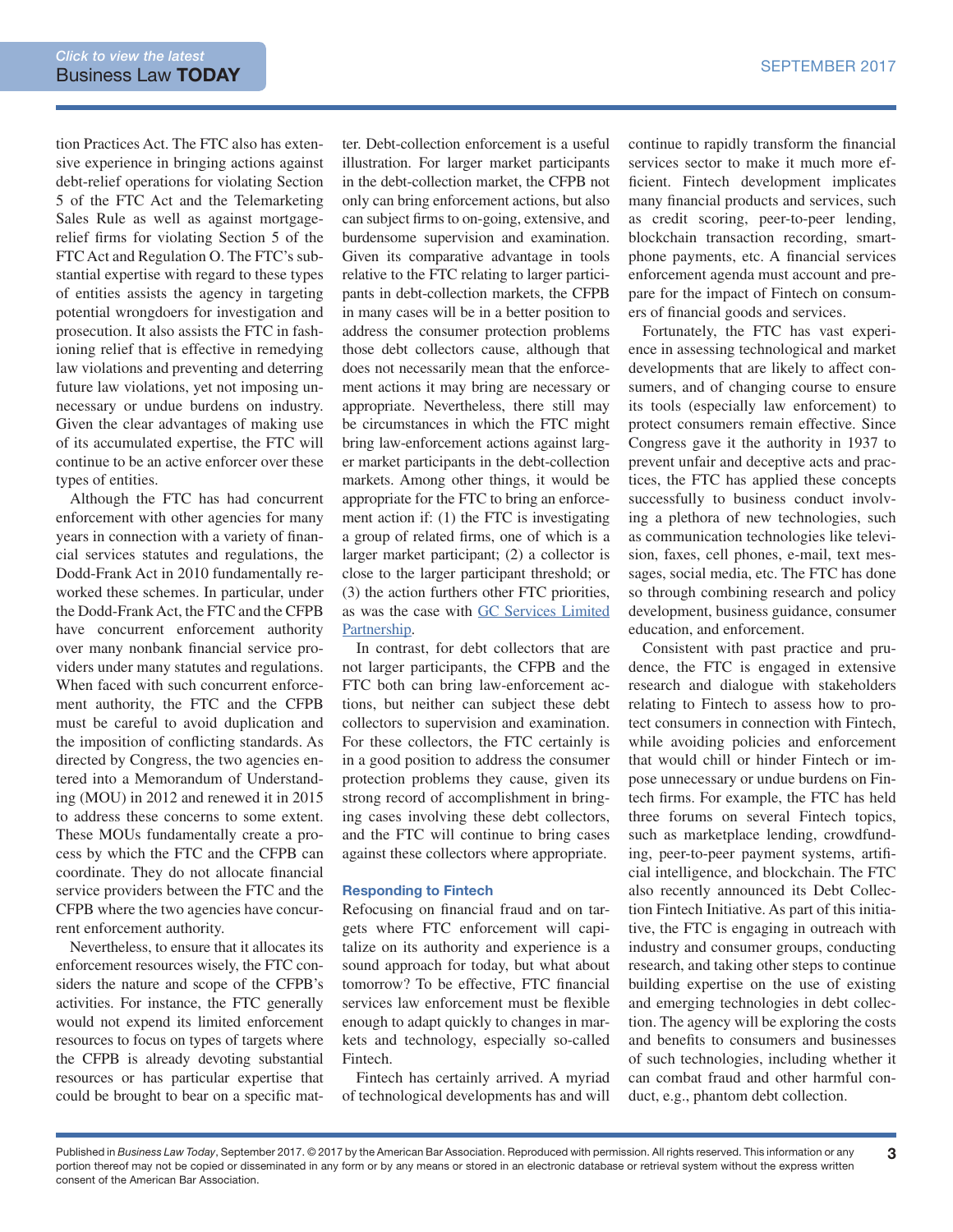tion Practices Act. The FTC also has extensive experience in bringing actions against debt-relief operations for violating Section 5 of the FTC Act and the Telemarketing Sales Rule as well as against mortgage-relief firms for violating Section 5 of the FTC Act and Regulation O. The FTC's substantial expertise with regard to these types of entities assists the agency in targeting potential wrongdoers for investigation and prosecution. It also assists the FTC in fashioning relief that is effective in remedying law violations and preventing and deterring future law violations, yet not imposing unnecessary or undue burdens on industry. Given the clear advantages of making use of its accumulated expertise, the FTC will continue to be an active enforcer over these types of entities.

Although the FTC has had concurrent enforcement with other agencies for many years in connection with a variety of financial services statutes and regulations, the Dodd-Frank Act in 2010 fundamentally reworked these schemes. In particular, under the Dodd-Frank Act, the FTC and the CFPB have concurrent enforcement authority over many nonbank financial service providers under many statutes and regulations. When faced with such concurrent enforcement authority, the FTC and the CFPB must be careful to avoid duplication and the imposition of conflicting standards. As directed by Congress, the two agencies entered into a Memorandum of Understanding (MOU) in 2012 and renewed it in 2015 to address these concerns to some extent. These MOUs fundamentally create a process by which the FTC and the CFPB can coordinate. They do not allocate financial service providers between the FTC and the CFPB where the two agencies have concurrent enforcement authority.

Nevertheless, to ensure that it allocates its enforcement resources wisely, the FTC considers the nature and scope of the CFPB's activities. For instance, the FTC generally would not expend its limited enforcement resources to focus on types of targets where the CFPB is already devoting substantial resources or has particular expertise that could be brought to bear on a specific matter. Debt-collection enforcement is a useful illustration. For larger market participants in the debt-collection market, the CFPB not only can bring enforcement actions, but also can subject firms to on-going, extensive, and burdensome supervision and examination. Given its comparative advantage in tools relative to the FTC relating to larger participants in debt-collection markets, the CFPB in many cases will be in a better position to address the consumer protection problems those debt collectors cause, although that does not necessarily mean that the enforcement actions it may bring are necessary or appropriate. Nevertheless, there still may be circumstances in which the FTC might bring law-enforcement actions against larger market participants in the debt-collection markets. Among other things, it would be appropriate for the FTC to bring an enforcement action if: (1) the FTC is investigating a group of related firms, one of which is a larger market participant; (2) a collector is close to the larger participant threshold; or (3) the action furthers other FTC priorities, as was the case with GC Services Limited Partnership.

In contrast, for debt collectors that are not larger participants, the CFPB and the FTC both can bring law-enforcement actions, but neither can subject these debt collectors to supervision and examination. For these collectors, the FTC certainly is in a good position to address the consumer protection problems they cause, given its strong record of accomplishment in bringing cases involving these debt collectors, and the FTC will continue to bring cases against these collectors where appropriate.

### Responding to Fintech

Refocusing on financial fraud and on targets where FTC enforcement will capitalize on its authority and experience is a sound approach for today, but what about tomorrow? To be effective, FTC financial services law enforcement must be flexible enough to adapt quickly to changes in markets and technology, especially so-called Fintech.

Fintech has certainly arrived. A myriad of technological developments has and will continue to rapidly transform the financial services sector to make it much more efficient. Fintech development implicates many financial products and services, such as credit scoring, peer-to-peer lending, blockchain transaction recording, smartphone payments, etc. A financial services enforcement agenda must account and prepare for the impact of Fintech on consumers of financial goods and services.

Fortunately, the FTC has vast experience in assessing technological and market developments that are likely to affect consumers, and of changing course to ensure its tools (especially law enforcement) to protect consumers remain effective. Since Congress gave it the authority in 1937 to prevent unfair and deceptive acts and practices, the FTC has applied these concepts successfully to business conduct involving a plethora of new technologies, such as communication technologies like television, faxes, cell phones, e-mail, text messages, social media, etc. The FTC has done so through combining research and policy development, business guidance, consumer education, and enforcement.

Consistent with past practice and prudence, the FTC is engaged in extensive research and dialogue with stakeholders relating to Fintech to assess how to protect consumers in connection with Fintech, while avoiding policies and enforcement that would chill or hinder Fintech or impose unnecessary or undue burdens on Fintech firms. For example, the FTC has held three forums on several Fintech topics, such as marketplace lending, crowdfunding, peer-to-peer payment systems, artificial intelligence, and blockchain. The FTC also recently announced its Debt Collection Fintech Initiative. As part of this initiative, the FTC is engaging in outreach with industry and consumer groups, conducting research, and taking other steps to continue building expertise on the use of existing and emerging technologies in debt collection. The agency will be exploring the costs and benefits to consumers and businesses of such technologies, including whether it can combat fraud and other harmful conduct, e.g., phantom debt collection.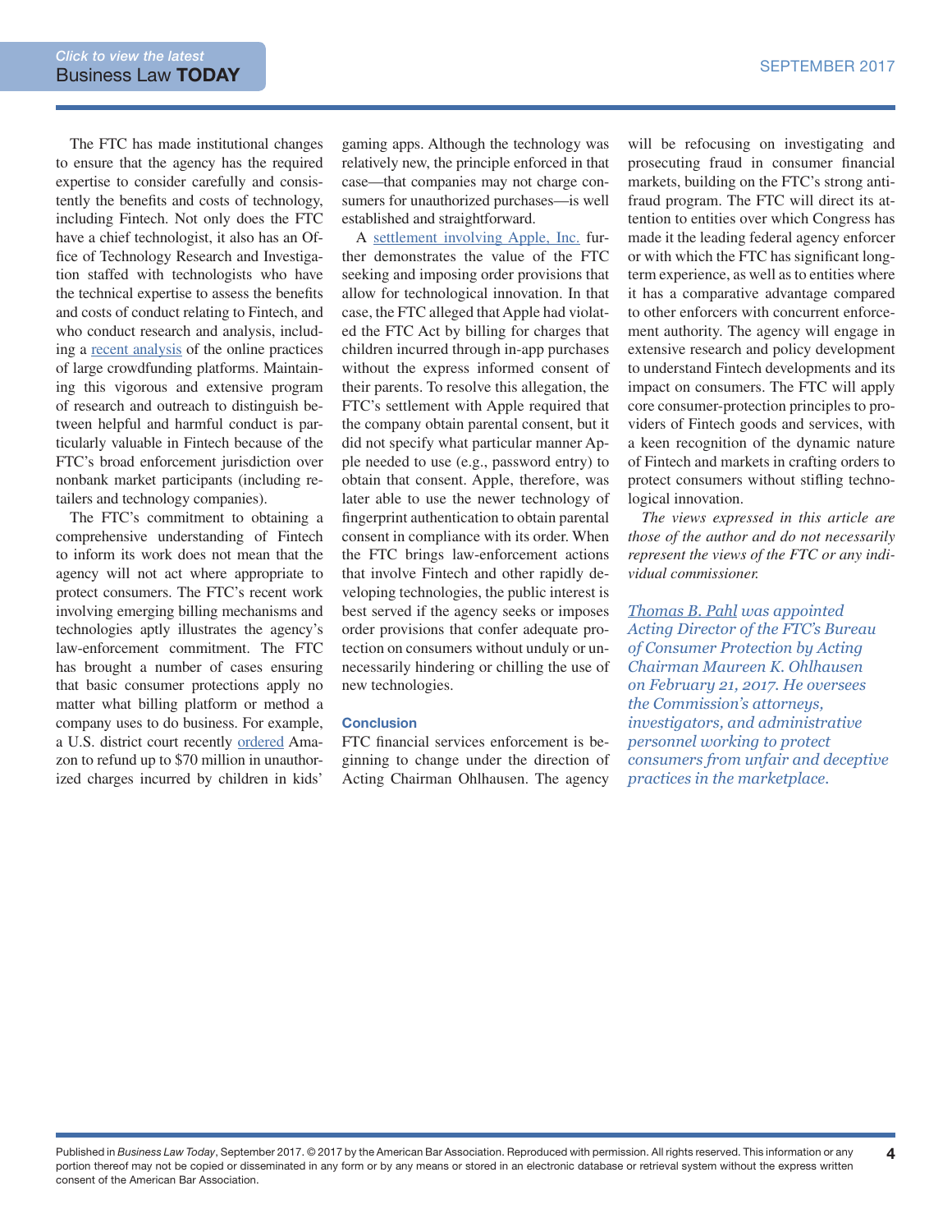The FTC has made institutional changes to ensure that the agency has the required expertise to consider carefully and consistently the benefits and costs of technology, including Fintech. Not only does the FTC have a chief technologist, it also has an Office of Technology Research and Investigation staffed with technologists who have the technical expertise to assess the benefits and costs of conduct relating to Fintech, and who conduct research and analysis, including a recent analysis of the online practices of large crowdfunding platforms. Maintaining this vigorous and extensive program of research and outreach to distinguish between helpful and harmful conduct is particularly valuable in Fintech because of the FTC's broad enforcement jurisdiction over nonbank market participants (including retailers and technology companies).

The FTC's commitment to obtaining a comprehensive understanding of Fintech to inform its work does not mean that the agency will not act where appropriate to protect consumers. The FTC's recent work involving emerging billing mechanisms and technologies aptly illustrates the agency's law-enforcement commitment. The FTC has brought a number of cases ensuring that basic consumer protections apply no matter what billing platform or method a company uses to do business. For example, a U.S. district court recently ordered Amazon to refund up to $70 million in unauthorized charges incurred by children in kids' gaming apps. Although the technology was relatively new, the principle enforced in that case—that companies may not charge consumers for unauthorized purchases—is well established and straightforward.

A settlement involving Apple, Inc. further demonstrates the value of the FTC seeking and imposing order provisions that allow for technological innovation. In that case, the FTC alleged that Apple had violated the FTC Act by billing for charges that children incurred through in-app purchases without the express informed consent of their parents. To resolve this allegation, the FTC's settlement with Apple required that the company obtain parental consent, but it did not specify what particular manner Apple needed to use (e.g., password entry) to obtain that consent. Apple, therefore, was later able to use the newer technology of fingerprint authentication to obtain parental consent in compliance with its order. When the FTC brings law-enforcement actions that involve Fintech and other rapidly developing technologies, the public interest is best served if the agency seeks or imposes order provisions that confer adequate protection on consumers without unduly or unnecessarily hindering or chilling the use of new technologies.

## Conclusion

FTC financial services enforcement is beginning to change under the direction of Acting Chairman Ohlhausen. The agency will be refocusing on investigating and prosecuting fraud in consumer financial markets, building on the FTC's strong anti-fraud program. The FTC will direct its attention to entities over which Congress has made it the leading federal agency enforcer or with which the FTC has significant long-term experience, as well as to entities where it has a comparative advantage compared to other enforcers with concurrent enforcement authority. The agency will engage in extensive research and policy development to understand Fintech developments and its impact on consumers. The FTC will apply core consumer-protection principles to providers of Fintech goods and services, with a keen recognition of the dynamic nature of Fintech and markets in crafting orders to protect consumers without stifling technological innovation.

*The views expressed in this article are those of the author and do not necessarily represent the views of the FTC or any individual commissioner.*

*Thomas B. Pahl was appointed Acting Director of the FTC's Bureau of Consumer Protection by Acting Chairman Maureen K. Ohlhausen on February 21, 2017. He oversees the Commission's attorneys, investigators, and administrative personnel working to protect consumers from unfair and deceptive practices in the marketplace.*

Published in *Business Law Today*, September 2017. © 2017 by the American Bar Association. Reproduced with permission. All rights reserved. This information or any portion thereof may not be copied or disseminated in any form or by any means or stored in an electronic database or retrieval system without the express written consent of the American Bar Association.